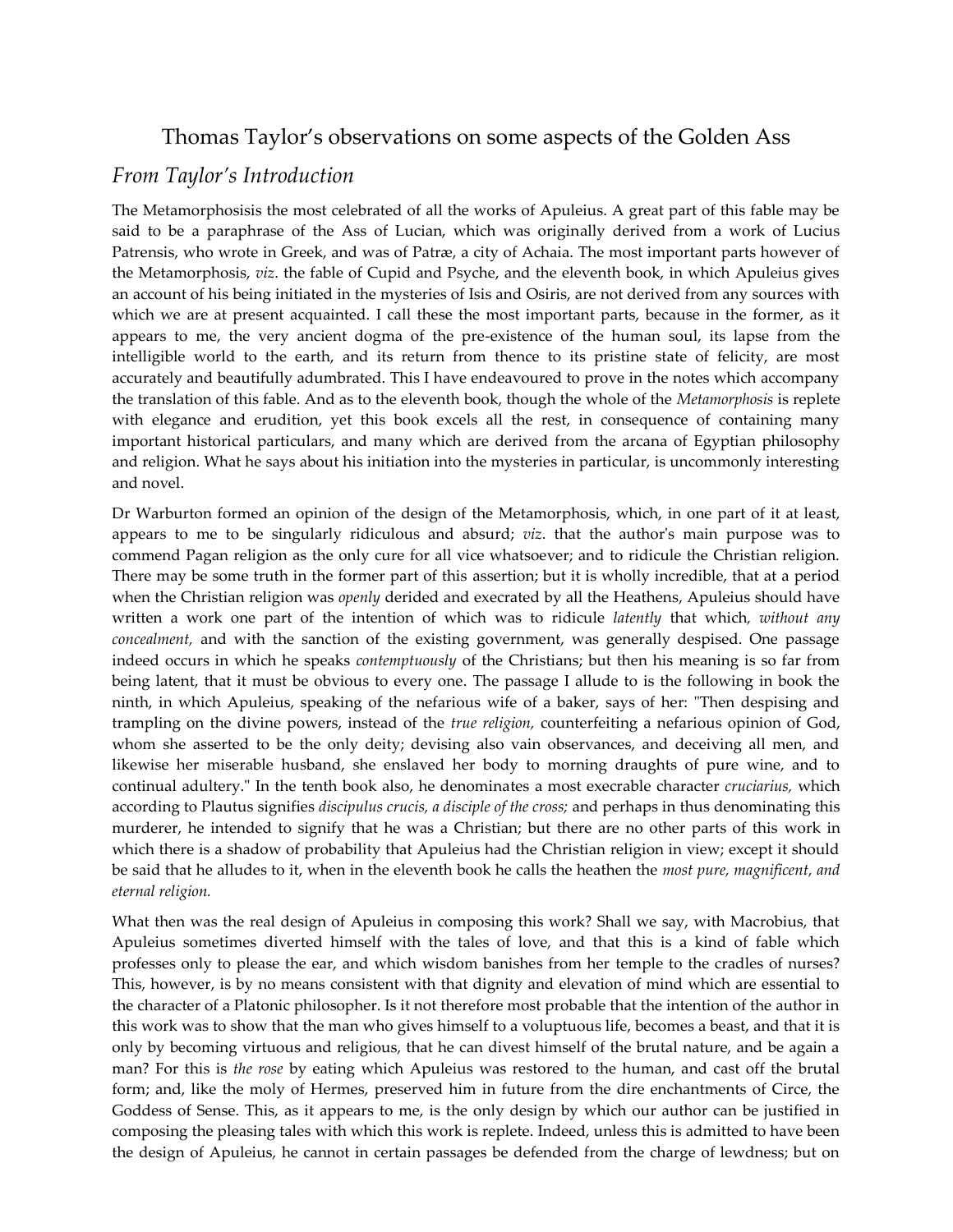# Thomas Taylor's observations on some aspects of the Golden Ass

## *From Taylor's Introduction*

The Metamorphosisis the most celebrated of all the works of Apuleius. A great part of this fable may be said to be a paraphrase of the Ass of Lucian, which was originally derived from a work of Lucius Patrensis, who wrote in Greek, and was of Patræ, a city of Achaia. The most important parts however of the Metamorphosis, *viz*. the fable of Cupid and Psyche, and the eleventh book, in which Apuleius gives an account of his being initiated in the mysteries of Isis and Osiris, are not derived from any sources with which we are at present acquainted. I call these the most important parts, because in the former, as it appears to me, the very ancient dogma of the pre-existence of the human soul, its lapse from the intelligible world to the earth, and its return from thence to its pristine state of felicity, are most accurately and beautifully adumbrated. This I have endeavoured to prove in the notes which accompany the translation of this fable. And as to the eleventh book, though the whole of the *Metamorphosis* is replete with elegance and erudition, yet this book excels all the rest, in consequence of containing many important historical particulars, and many which are derived from the arcana of Egyptian philosophy and religion. What he says about his initiation into the mysteries in particular, is uncommonly interesting and novel.

Dr Warburton formed an opinion of the design of the Metamorphosis, which, in one part of it at least, appears to me to be singularly ridiculous and absurd; *viz*. that the author's main purpose was to commend Pagan religion as the only cure for all vice whatsoever; and to ridicule the Christian religion. There may be some truth in the former part of this assertion; but it is wholly incredible, that at a period when the Christian religion was *openly* derided and execrated by all the Heathens, Apuleius should have written a work one part of the intention of which was to ridicule *latently* that which*, without any concealment,* and with the sanction of the existing government, was generally despised. One passage indeed occurs in which he speaks *contemptuously* of the Christians; but then his meaning is so far from being latent, that it must be obvious to every one. The passage I allude to is the following in book the ninth, in which Apuleius, speaking of the nefarious wife of a baker, says of her: "Then despising and trampling on the divine powers, instead of the *true religion,* counterfeiting a nefarious opinion of God, whom she asserted to be the only deity; devising also vain observances, and deceiving all men, and likewise her miserable husband, she enslaved her body to morning draughts of pure wine, and to continual adultery." In the tenth book also, he denominates a most execrable character *cruciarius,* which according to Plautus signifies *discipulus crucis, a disciple of the cross;* and perhaps in thus denominating this murderer, he intended to signify that he was a Christian; but there are no other parts of this work in which there is a shadow of probability that Apuleius had the Christian religion in view; except it should be said that he alludes to it, when in the eleventh book he calls the heathen the *most pure, magnificent, and eternal religion.*

What then was the real design of Apuleius in composing this work? Shall we say, with Macrobius, that Apuleius sometimes diverted himself with the tales of love, and that this is a kind of fable which professes only to please the ear, and which wisdom banishes from her temple to the cradles of nurses? This, however, is by no means consistent with that dignity and elevation of mind which are essential to the character of a Platonic philosopher. Is it not therefore most probable that the intention of the author in this work was to show that the man who gives himself to a voluptuous life, becomes a beast, and that it is only by becoming virtuous and religious, that he can divest himself of the brutal nature, and be again a man? For this is *the rose* by eating which Apuleius was restored to the human, and cast off the brutal form; and, like the moly of Hermes, preserved him in future from the dire enchantments of Circe, the Goddess of Sense. This, as it appears to me, is the only design by which our author can be justified in composing the pleasing tales with which this work is replete. Indeed, unless this is admitted to have been the design of Apuleius, he cannot in certain passages be defended from the charge of lewdness; but on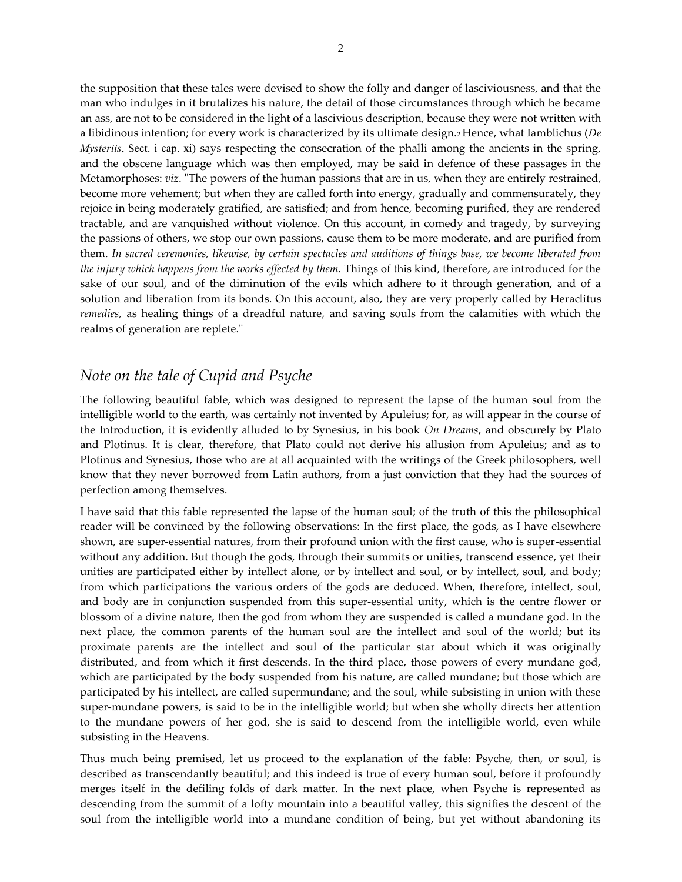the supposition that these tales were devised to show the folly and danger of lasciviousness, and that the man who indulges in it brutalizes his nature, the detail of those circumstances through which he became an ass, are not to be considered in the light of a lascivious description, because they were not written with a libidinous intention; for every work is characterized by its ultimate design.[2] Hence, what Iamblichus (*De Mysteriis*, Sect. i cap. xi) says respecting the consecration of the phalli among the ancients in the spring, and the obscene language which was then employed, may be said in defence of these passages in the Metamorphoses: *viz*. "The powers of the human passions that are in us, when they are entirely restrained, become more vehement; but when they are called forth into energy, gradually and commensurately, they rejoice in being moderately gratified, are satisfied; and from hence, becoming purified, they are rendered tractable, and are vanquished without violence. On this account, in comedy and tragedy, by surveying the passions of others, we stop our own passions, cause them to be more moderate, and are purified from them. *In sacred ceremonies, likewise, by certain spectacles and auditions of things base, we become liberated from the injury which happens from the works effected by them.* Things of this kind, therefore, are introduced for the sake of our soul, and of the diminution of the evils which adhere to it through generation, and of a solution and liberation from its bonds. On this account, also, they are very properly called by Heraclitus *remedies,* as healing things of a dreadful nature, and saving souls from the calamities with which the realms of generation are replete."

## *Note on the tale of Cupid and Psyche*

The following beautiful fable, which was designed to represent the lapse of the human soul from the intelligible world to the earth, was certainly not invented by Apuleius; for, as will appear in the course of the Introduction, it is evidently alluded to by Synesius, in his book *On Dreams*, and obscurely by Plato and Plotinus. It is clear, therefore, that Plato could not derive his allusion from Apuleius; and as to Plotinus and Synesius, those who are at all acquainted with the writings of the Greek philosophers, well know that they never borrowed from Latin authors, from a just conviction that they had the sources of perfection among themselves.

I have said that this fable represented the lapse of the human soul; of the truth of this the philosophical reader will be convinced by the following observations: In the first place, the gods, as I have elsewhere shown, are super-essential natures, from their profound union with the first cause, who is super-essential without any addition. But though the gods, through their summits or unities, transcend essence, yet their unities are participated either by intellect alone, or by intellect and soul, or by intellect, soul, and body; from which participations the various orders of the gods are deduced. When, therefore, intellect, soul, and body are in conjunction suspended from this super-essential unity, which is the centre flower or blossom of a divine nature, then the god from whom they are suspended is called a mundane god. In the next place, the common parents of the human soul are the intellect and soul of the world; but its proximate parents are the intellect and soul of the particular star about which it was originally distributed, and from which it first descends. In the third place, those powers of every mundane god, which are participated by the body suspended from his nature, are called mundane; but those which are participated by his intellect, are called supermundane; and the soul, while subsisting in union with these super-mundane powers, is said to be in the intelligible world; but when she wholly directs her attention to the mundane powers of her god, she is said to descend from the intelligible world, even while subsisting in the Heavens.

Thus much being premised, let us proceed to the explanation of the fable: Psyche, then, or soul, is described as transcendantly beautiful; and this indeed is true of every human soul, before it profoundly merges itself in the defiling folds of dark matter. In the next place, when Psyche is represented as descending from the summit of a lofty mountain into a beautiful valley, this signifies the descent of the soul from the intelligible world into a mundane condition of being, but yet without abandoning its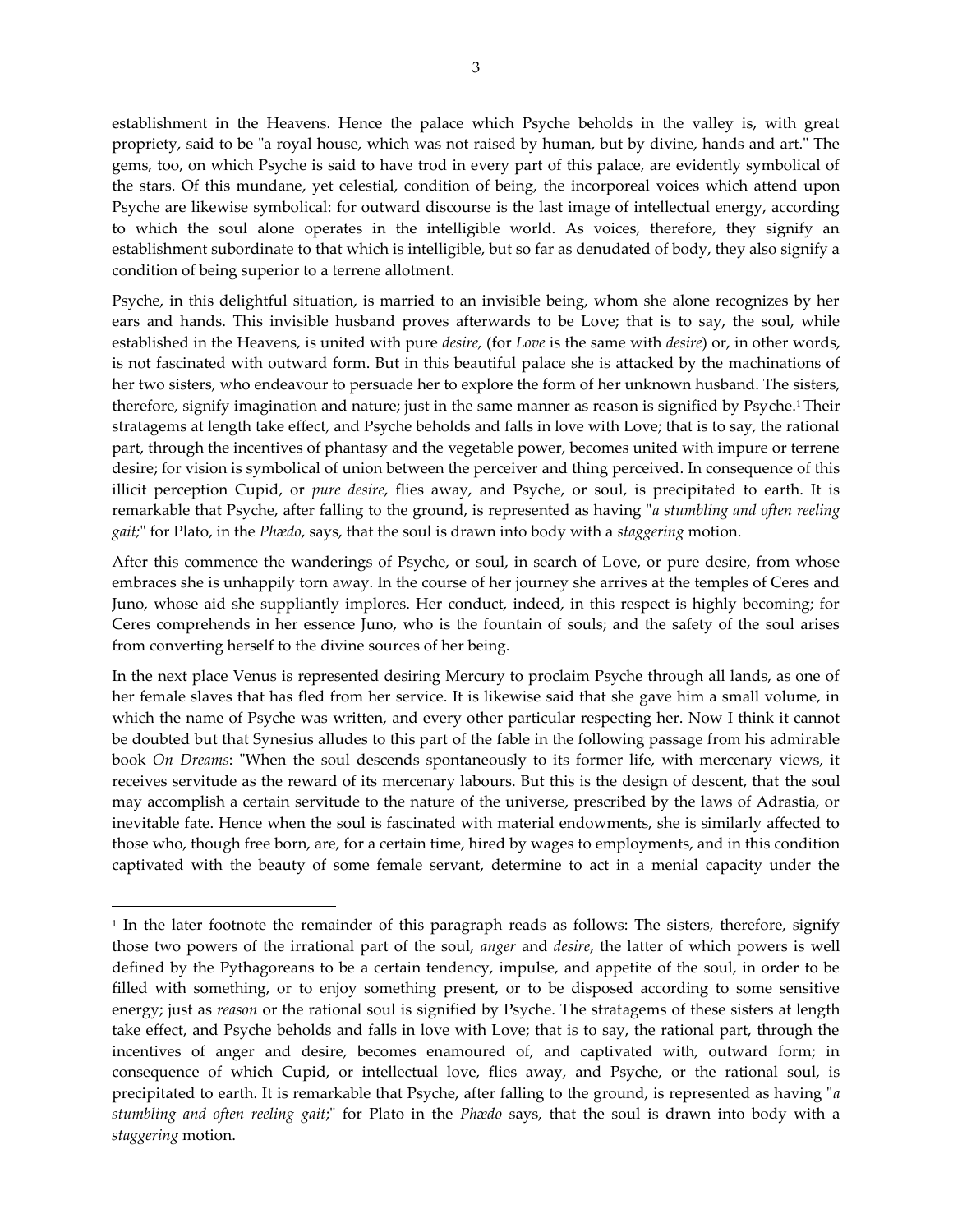establishment in the Heavens. Hence the palace which Psyche beholds in the valley is, with great propriety, said to be "a royal house, which was not raised by human, but by divine, hands and art." The gems, too, on which Psyche is said to have trod in every part of this palace, are evidently symbolical of the stars. Of this mundane, yet celestial, condition of being, the incorporeal voices which attend upon Psyche are likewise symbolical: for outward discourse is the last image of intellectual energy, according to which the soul alone operates in the intelligible world. As voices, therefore, they signify an establishment subordinate to that which is intelligible, but so far as denudated of body, they also signify a condition of being superior to a terrene allotment.

Psyche, in this delightful situation, is married to an invisible being, whom she alone recognizes by her ears and hands. This invisible husband proves afterwards to be Love; that is to say, the soul, while established in the Heavens, is united with pure *desire,* (for *Love* is the same with *desire*) or, in other words, is not fascinated with outward form. But in this beautiful palace she is attacked by the machinations of her two sisters, who endeavour to persuade her to explore the form of her unknown husband. The sisters, therefore, signify imagination and nature; just in the same manner as reason is signified by Psyche.[1] Their stratagems at length take effect, and Psyche beholds and falls in love with Love; that is to say, the rational part, through the incentives of phantasy and the vegetable power, becomes united with impure or terrene desire; for vision is symbolical of union between the perceiver and thing perceived. In consequence of this illicit perception Cupid, or *pure desire*, flies away, and Psyche, or soul, is precipitated to earth. It is remarkable that Psyche, after falling to the ground, is represented as having "*a stumbling and often reeling gait;*" for Plato, in the *Phædo*, says, that the soul is drawn into body with a *staggering* motion.

After this commence the wanderings of Psyche, or soul, in search of Love, or pure desire, from whose embraces she is unhappily torn away. In the course of her journey she arrives at the temples of Ceres and Juno, whose aid she suppliantly implores. Her conduct, indeed, in this respect is highly becoming; for Ceres comprehends in her essence Juno, who is the fountain of souls; and the safety of the soul arises from converting herself to the divine sources of her being.

In the next place Venus is represented desiring Mercury to proclaim Psyche through all lands, as one of her female slaves that has fled from her service. It is likewise said that she gave him a small volume, in which the name of Psyche was written, and every other particular respecting her. Now I think it cannot be doubted but that Synesius alludes to this part of the fable in the following passage from his admirable book *On Dreams*: "When the soul descends spontaneously to its former life, with mercenary views, it receives servitude as the reward of its mercenary labours. But this is the design of descent, that the soul may accomplish a certain servitude to the nature of the universe, prescribed by the laws of Adrastia, or inevitable fate. Hence when the soul is fascinated with material endowments, she is similarly affected to those who, though free born, are, for a certain time, hired by wages to employments, and in this condition captivated with the beauty of some female servant, determine to act in a menial capacity under the

---

[1] In the later footnote the remainder of this paragraph reads as follows: The sisters, therefore, signify those two powers of the irrational part of the soul, *anger* and *desire*, the latter of which powers is well defined by the Pythagoreans to be a certain tendency, impulse, and appetite of the soul, in order to be filled with something, or to enjoy something present, or to be disposed according to some sensitive energy; just as *reason* or the rational soul is signified by Psyche. The stratagems of these sisters at length take effect, and Psyche beholds and falls in love with Love; that is to say, the rational part, through the incentives of anger and desire, becomes enamoured of, and captivated with, outward form; in consequence of which Cupid, or intellectual love, flies away, and Psyche, or the rational soul, is precipitated to earth. It is remarkable that Psyche, after falling to the ground, is represented as having "*a stumbling and often reeling gait;*" for Plato in the *Phædo* says, that the soul is drawn into body with a *staggering* motion.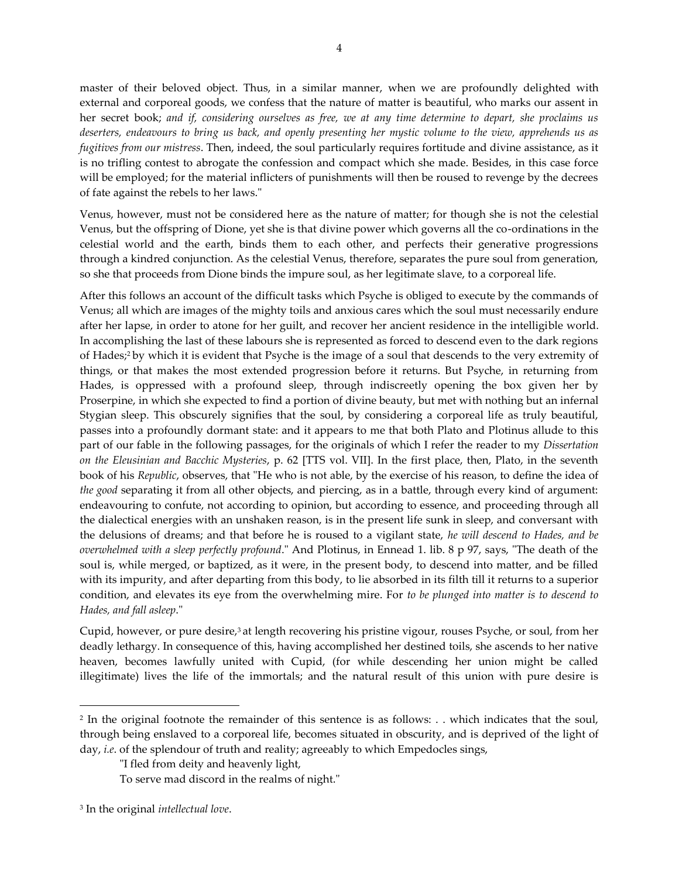master of their beloved object. Thus, in a similar manner, when we are profoundly delighted with external and corporeal goods, we confess that the nature of matter is beautiful, who marks our assent in her secret book; *and if, considering ourselves as free, we at any time determine to depart, she proclaims us deserters, endeavours to bring us back, and openly presenting her mystic volume to the view, apprehends us as fugitives from our mistress*. Then, indeed, the soul particularly requires fortitude and divine assistance, as it is no trifling contest to abrogate the confession and compact which she made. Besides, in this case force will be employed; for the material inflicters of punishments will then be roused to revenge by the decrees of fate against the rebels to her laws."

Venus, however, must not be considered here as the nature of matter; for though she is not the celestial Venus, but the offspring of Dione, yet she is that divine power which governs all the co-ordinations in the celestial world and the earth, binds them to each other, and perfects their generative progressions through a kindred conjunction. As the celestial Venus, therefore, separates the pure soul from generation, so she that proceeds from Dione binds the impure soul, as her legitimate slave, to a corporeal life.

After this follows an account of the difficult tasks which Psyche is obliged to execute by the commands of Venus; all which are images of the mighty toils and anxious cares which the soul must necessarily endure after her lapse, in order to atone for her guilt, and recover her ancient residence in the intelligible world. In accomplishing the last of these labours she is represented as forced to descend even to the dark regions of Hades;[2] by which it is evident that Psyche is the image of a soul that descends to the very extremity of things, or that makes the most extended progression before it returns. But Psyche, in returning from Hades, is oppressed with a profound sleep, through indiscreetly opening the box given her by Proserpine, in which she expected to find a portion of divine beauty, but met with nothing but an infernal Stygian sleep. This obscurely signifies that the soul, by considering a corporeal life as truly beautiful, passes into a profoundly dormant state: and it appears to me that both Plato and Plotinus allude to this part of our fable in the following passages, for the originals of which I refer the reader to my *Dissertation on the Eleusinian and Bacchic Mysteries*, p. 62 [TTS vol. VII]. In the first place, then, Plato, in the seventh book of his *Republic*, observes, that "He who is not able, by the exercise of his reason, to define the idea of *the good* separating it from all other objects, and piercing, as in a battle, through every kind of argument: endeavouring to confute, not according to opinion, but according to essence, and proceeding through all the dialectical energies with an unshaken reason, is in the present life sunk in sleep, and conversant with the delusions of dreams; and that before he is roused to a vigilant state, *he will descend to Hades, and be overwhelmed with a sleep perfectly profound*." And Plotinus, in Ennead 1. lib. 8 p 97, says, "The death of the soul is, while merged, or baptized, as it were, in the present body, to descend into matter, and be filled with its impurity, and after departing from this body, to lie absorbed in its filth till it returns to a superior condition, and elevates its eye from the overwhelming mire. For *to be plunged into matter is to descend to Hades, and fall asleep*."

Cupid, however, or pure desire,[3] at length recovering his pristine vigour, rouses Psyche, or soul, from her deadly lethargy. In consequence of this, having accomplished her destined toils, she ascends to her native heaven, becomes lawfully united with Cupid, (for while descending her union might be called illegitimate) lives the life of the immortals; and the natural result of this union with pure desire is

---

[2] In the original footnote the remainder of this sentence is as follows: . . which indicates that the soul, through being enslaved to a corporeal life, becomes situated in obscurity, and is deprived of the light of day, *i.e.* of the splendour of truth and reality; agreeably to which Empedocles sings,

> "I fled from deity and heavenly light,
> To serve mad discord in the realms of night."

[3] In the original *intellectual love*.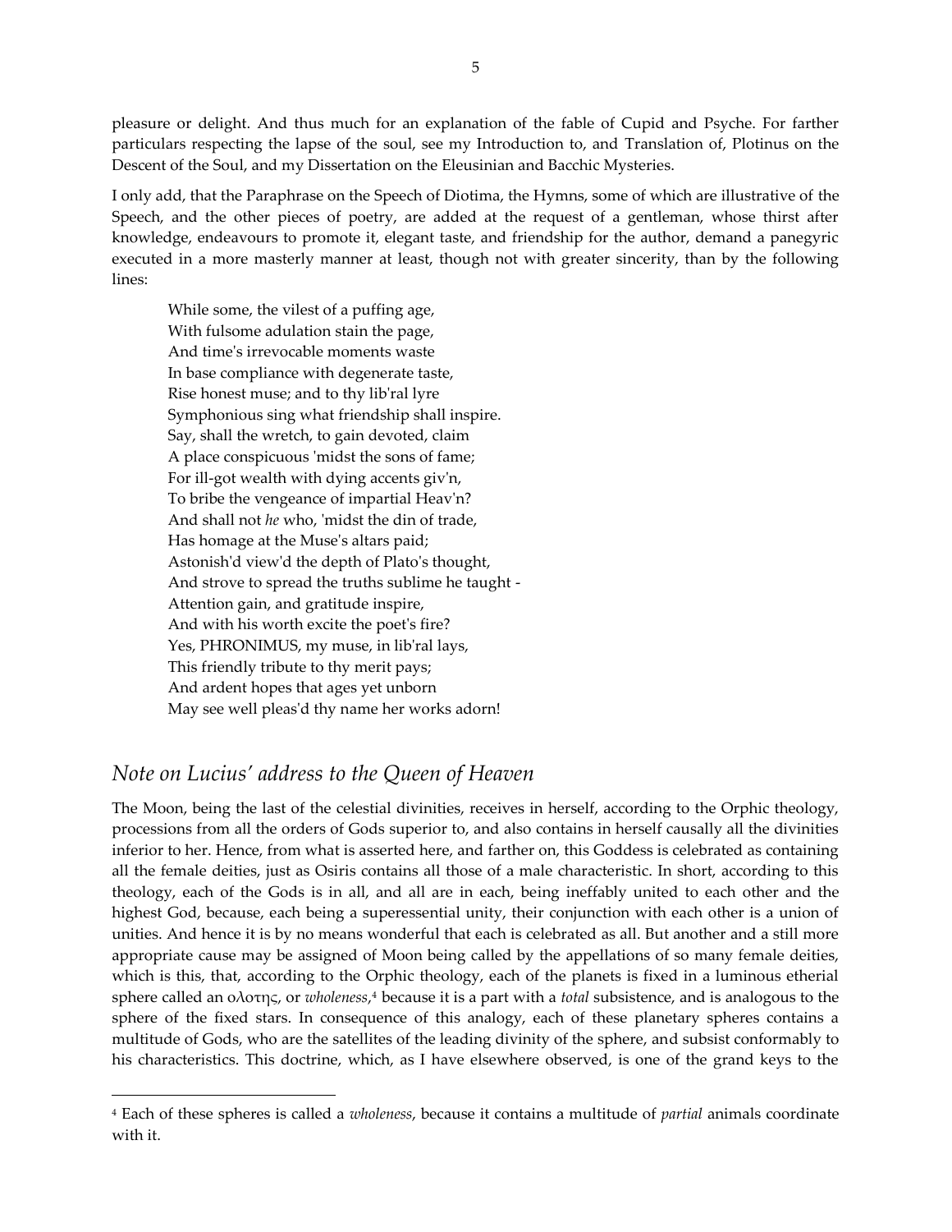pleasure or delight. And thus much for an explanation of the fable of Cupid and Psyche. For farther particulars respecting the lapse of the soul, see my Introduction to, and Translation of, Plotinus on the Descent of the Soul, and my Dissertation on the Eleusinian and Bacchic Mysteries.

I only add, that the Paraphrase on the Speech of Diotima, the Hymns, some of which are illustrative of the Speech, and the other pieces of poetry, are added at the request of a gentleman, whose thirst after knowledge, endeavours to promote it, elegant taste, and friendship for the author, demand a panegyric executed in a more masterly manner at least, though not with greater sincerity, than by the following lines:

> While some, the vilest of a puffing age,
> With fulsome adulation stain the page,
> And time's irrevocable moments waste
> In base compliance with degenerate taste,
> Rise honest muse; and to thy lib'ral lyre
> Symphonious sing what friendship shall inspire.
> Say, shall the wretch, to gain devoted, claim
> A place conspicuous 'midst the sons of fame;
> For ill-got wealth with dying accents giv'n,
> To bribe the vengeance of impartial Heav'n?
> And shall not *he* who, 'midst the din of trade,
> Has homage at the Muse's altars paid;
> Astonish'd view'd the depth of Plato's thought,
> And strove to spread the truths sublime he taught -
> Attention gain, and gratitude inspire,
> And with his worth excite the poet's fire?
> Yes, PHRONIMUS, my muse, in lib'ral lays,
> This friendly tribute to thy merit pays;
> And ardent hopes that ages yet unborn
> May see well pleas'd thy name her works adorn!

## *Note on Lucius' address to the Queen of Heaven*

The Moon, being the last of the celestial divinities, receives in herself, according to the Orphic theology, processions from all the orders of Gods superior to, and also contains in herself causally all the divinities inferior to her. Hence, from what is asserted here, and farther on, this Goddess is celebrated as containing all the female deities, just as Osiris contains all those of a male characteristic. In short, according to this theology, each of the Gods is in all, and all are in each, being ineffably united to each other and the highest God, because, each being a superessential unity, their conjunction with each other is a union of unities. And hence it is by no means wonderful that each is celebrated as all. But another and a still more appropriate cause may be assigned of Moon being called by the appellations of so many female deities, which is this, that, according to the Orphic theology, each of the planets is fixed in a luminous etherial sphere called an ολοτης, or *wholeness*,[4] because it is a part with a *total* subsistence, and is analogous to the sphere of the fixed stars. In consequence of this analogy, each of these planetary spheres contains a multitude of Gods, who are the satellites of the leading divinity of the sphere, and subsist conformably to his characteristics. This doctrine, which, as I have elsewhere observed, is one of the grand keys to the

---

[4] Each of these spheres is called a *wholeness*, because it contains a multitude of *partial* animals coordinate with it.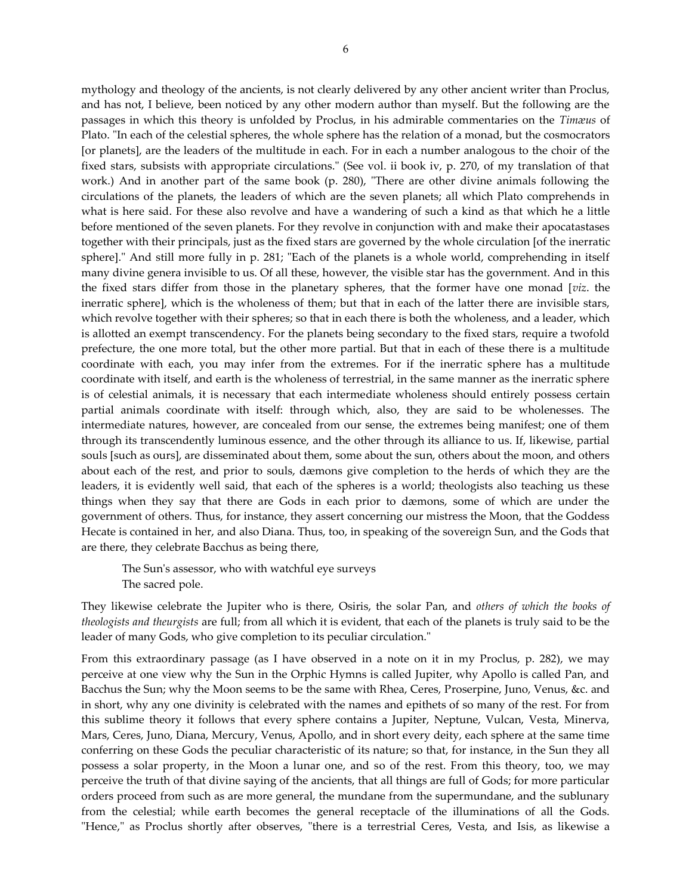mythology and theology of the ancients, is not clearly delivered by any other ancient writer than Proclus, and has not, I believe, been noticed by any other modern author than myself. But the following are the passages in which this theory is unfolded by Proclus, in his admirable commentaries on the *Timæus* of Plato. "In each of the celestial spheres, the whole sphere has the relation of a monad, but the cosmocrators [or planets], are the leaders of the multitude in each. For in each a number analogous to the choir of the fixed stars, subsists with appropriate circulations." (See vol. ii book iv, p. 270, of my translation of that work.) And in another part of the same book (p. 280), "There are other divine animals following the circulations of the planets, the leaders of which are the seven planets; all which Plato comprehends in what is here said. For these also revolve and have a wandering of such a kind as that which he a little before mentioned of the seven planets. For they revolve in conjunction with and make their apocatastases together with their principals, just as the fixed stars are governed by the whole circulation [of the inerratic sphere]." And still more fully in p. 281; "Each of the planets is a whole world, comprehending in itself many divine genera invisible to us. Of all these, however, the visible star has the government. And in this the fixed stars differ from those in the planetary spheres, that the former have one monad [*viz*. the inerratic sphere], which is the wholeness of them; but that in each of the latter there are invisible stars, which revolve together with their spheres; so that in each there is both the wholeness, and a leader, which is allotted an exempt transcendency. For the planets being secondary to the fixed stars, require a twofold prefecture, the one more total, but the other more partial. But that in each of these there is a multitude coordinate with each, you may infer from the extremes. For if the inerratic sphere has a multitude coordinate with itself, and earth is the wholeness of terrestrial, in the same manner as the inerratic sphere is of celestial animals, it is necessary that each intermediate wholeness should entirely possess certain partial animals coordinate with itself: through which, also, they are said to be wholenesses. The intermediate natures, however, are concealed from our sense, the extremes being manifest; one of them through its transcendently luminous essence, and the other through its alliance to us. If, likewise, partial souls [such as ours], are disseminated about them, some about the sun, others about the moon, and others about each of the rest, and prior to souls, dæmons give completion to the herds of which they are the leaders, it is evidently well said, that each of the spheres is a world; theologists also teaching us these things when they say that there are Gods in each prior to dæmons, some of which are under the government of others. Thus, for instance, they assert concerning our mistress the Moon, that the Goddess Hecate is contained in her, and also Diana. Thus, too, in speaking of the sovereign Sun, and the Gods that are there, they celebrate Bacchus as being there,

> The Sun's assessor, who with watchful eye surveys
> The sacred pole.

They likewise celebrate the Jupiter who is there, Osiris, the solar Pan, and *others of which the books of theologists and theurgists* are full; from all which it is evident, that each of the planets is truly said to be the leader of many Gods, who give completion to its peculiar circulation."

From this extraordinary passage (as I have observed in a note on it in my Proclus, p. 282), we may perceive at one view why the Sun in the Orphic Hymns is called Jupiter, why Apollo is called Pan, and Bacchus the Sun; why the Moon seems to be the same with Rhea, Ceres, Proserpine, Juno, Venus, &c. and in short, why any one divinity is celebrated with the names and epithets of so many of the rest. For from this sublime theory it follows that every sphere contains a Jupiter, Neptune, Vulcan, Vesta, Minerva, Mars, Ceres, Juno, Diana, Mercury, Venus, Apollo, and in short every deity, each sphere at the same time conferring on these Gods the peculiar characteristic of its nature; so that, for instance, in the Sun they all possess a solar property, in the Moon a lunar one, and so of the rest. From this theory, too, we may perceive the truth of that divine saying of the ancients, that all things are full of Gods; for more particular orders proceed from such as are more general, the mundane from the supermundane, and the sublunary from the celestial; while earth becomes the general receptacle of the illuminations of all the Gods. "Hence," as Proclus shortly after observes, "there is a terrestrial Ceres, Vesta, and Isis, as likewise a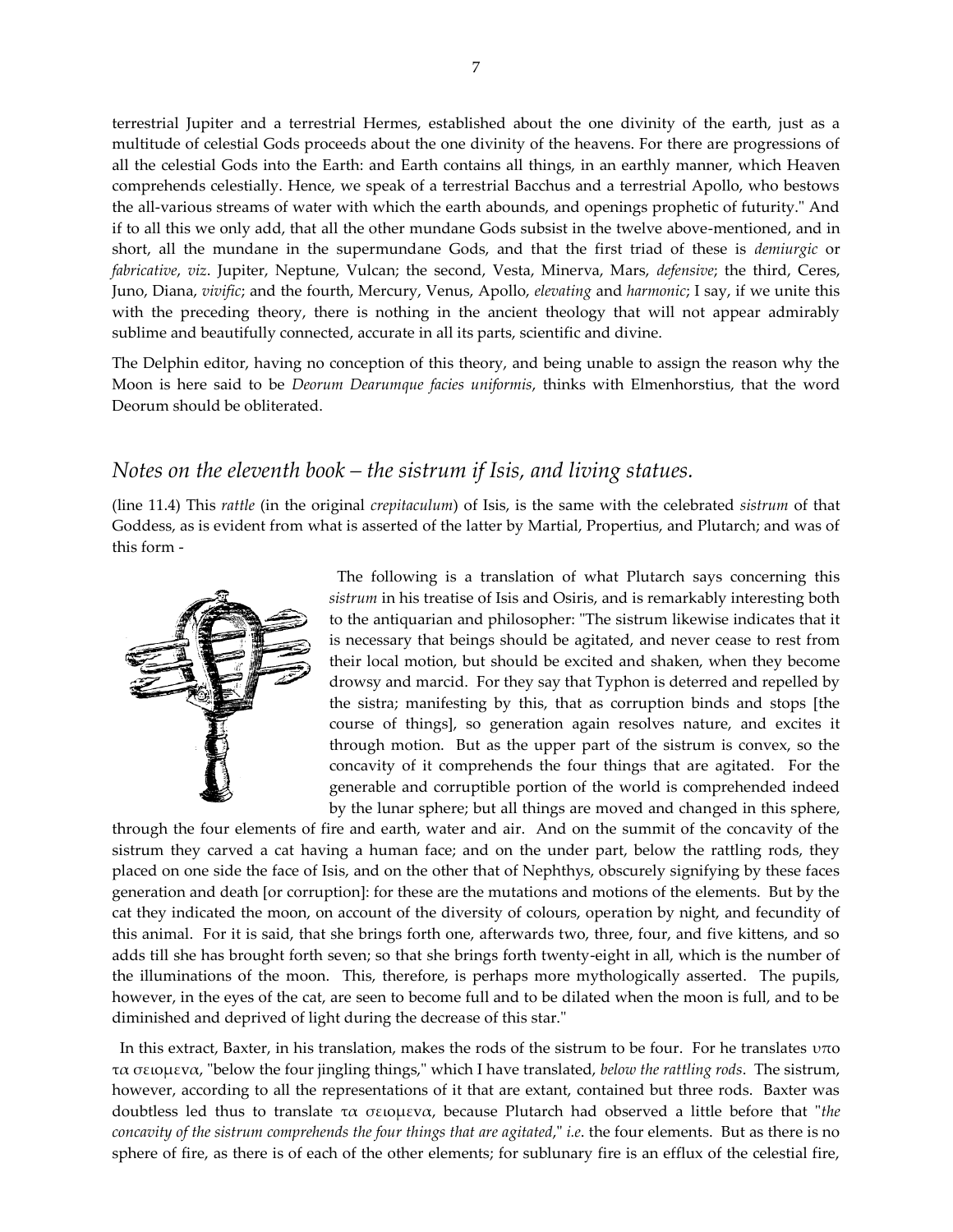terrestrial Jupiter and a terrestrial Hermes, established about the one divinity of the earth, just as a multitude of celestial Gods proceeds about the one divinity of the heavens. For there are progressions of all the celestial Gods into the Earth: and Earth contains all things, in an earthly manner, which Heaven comprehends celestially. Hence, we speak of a terrestrial Bacchus and a terrestrial Apollo, who bestows the all-various streams of water with which the earth abounds, and openings prophetic of futurity." And if to all this we only add, that all the other mundane Gods subsist in the twelve above-mentioned, and in short, all the mundane in the supermundane Gods, and that the first triad of these is *demiurgic* or *fabricative*, *viz*. Jupiter, Neptune, Vulcan; the second, Vesta, Minerva, Mars, *defensive*; the third, Ceres, Juno, Diana, *vivific*; and the fourth, Mercury, Venus, Apollo, *elevating* and *harmonic*; I say, if we unite this with the preceding theory, there is nothing in the ancient theology that will not appear admirably sublime and beautifully connected, accurate in all its parts, scientific and divine.

The Delphin editor, having no conception of this theory, and being unable to assign the reason why the Moon is here said to be *Deorum Dearumque facies uniformis*, thinks with Elmenhorstius, that the word Deorum should be obliterated.

## *Notes on the eleventh book – the sistrum if Isis, and living statues.*

(line 11.4) This *rattle* (in the original *crepitaculum*) of Isis, is the same with the celebrated *sistrum* of that Goddess, as is evident from what is asserted of the latter by Martial, Propertius, and Plutarch; and was of this form -

The following is a translation of what Plutarch says concerning this *sistrum* in his treatise of Isis and Osiris, and is remarkably interesting both to the antiquarian and philosopher: "The sistrum likewise indicates that it is necessary that beings should be agitated, and never cease to rest from their local motion, but should be excited and shaken, when they become drowsy and marcid. For they say that Typhon is deterred and repelled by the sistra; manifesting by this, that as corruption binds and stops [the course of things], so generation again resolves nature, and excites it through motion. But as the upper part of the sistrum is convex, so the concavity of it comprehends the four things that are agitated. For the generable and corruptible portion of the world is comprehended indeed by the lunar sphere; but all things are moved and changed in this sphere, through the four elements of fire and earth, water and air. And on the summit of the concavity of the sistrum they carved a cat having a human face; and on the under part, below the rattling rods, they placed on one side the face of Isis, and on the other that of Nephthys, obscurely signifying by these faces generation and death [or corruption]: for these are the mutations and motions of the elements. But by the cat they indicated the moon, on account of the diversity of colours, operation by night, and fecundity of this animal. For it is said, that she brings forth one, afterwards two, three, four, and five kittens, and so adds till she has brought forth seven; so that she brings forth twenty-eight in all, which is the number of the illuminations of the moon. This, therefore, is perhaps more mythologically asserted. The pupils, however, in the eyes of the cat, are seen to become full and to be dilated when the moon is full, and to be diminished and deprived of light during the decrease of this star."

In this extract, Baxter, in his translation, makes the rods of the sistrum to be four. For he translates υπο τα σειομενα, "below the four jingling things," which I have translated, *below the rattling rods*. The sistrum, however, according to all the representations of it that are extant, contained but three rods. Baxter was doubtless led thus to translate τα σειομενα, because Plutarch had observed a little before that "*the concavity of the sistrum comprehends the four things that are agitated*," *i.e*. the four elements. But as there is no sphere of fire, as there is of each of the other elements; for sublunary fire is an efflux of the celestial fire,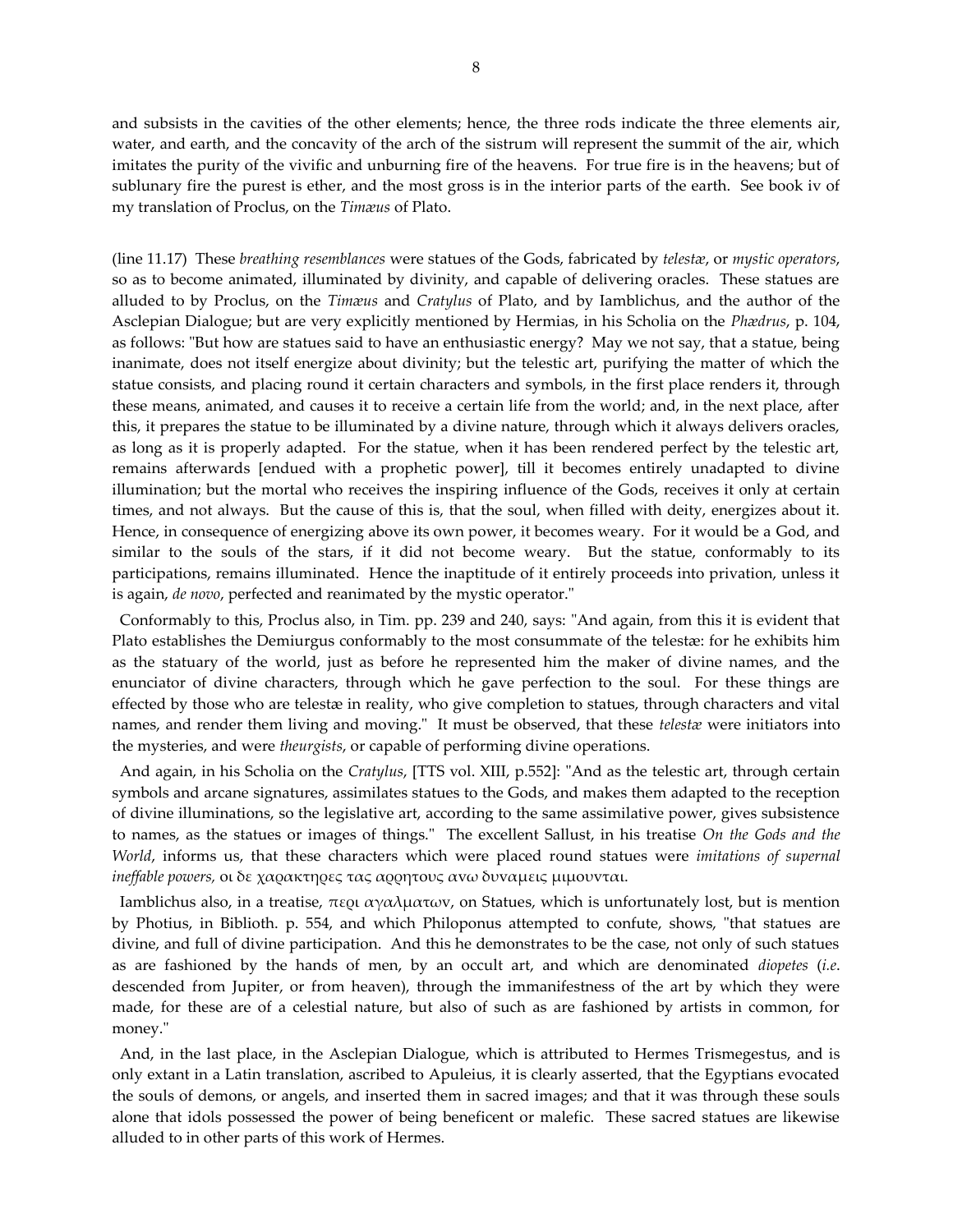and subsists in the cavities of the other elements; hence, the three rods indicate the three elements air, water, and earth, and the concavity of the arch of the sistrum will represent the summit of the air, which imitates the purity of the vivific and unburning fire of the heavens. For true fire is in the heavens; but of sublunary fire the purest is ether, and the most gross is in the interior parts of the earth. See book iv of my translation of Proclus, on the *Timæus* of Plato.

(line 11.17) These *breathing resemblances* were statues of the Gods, fabricated by *telestæ*, or *mystic operators*, so as to become animated, illuminated by divinity, and capable of delivering oracles. These statues are alluded to by Proclus, on the *Timæus* and *Cratylus* of Plato, and by Iamblichus, and the author of the Asclepian Dialogue; but are very explicitly mentioned by Hermias, in his Scholia on the *Phædrus*, p. 104, as follows: "But how are statues said to have an enthusiastic energy? May we not say, that a statue, being inanimate, does not itself energize about divinity; but the telestic art, purifying the matter of which the statue consists, and placing round it certain characters and symbols, in the first place renders it, through these means, animated, and causes it to receive a certain life from the world; and, in the next place, after this, it prepares the statue to be illuminated by a divine nature, through which it always delivers oracles, as long as it is properly adapted. For the statue, when it has been rendered perfect by the telestic art, remains afterwards [endued with a prophetic power], till it becomes entirely unadapted to divine illumination; but the mortal who receives the inspiring influence of the Gods, receives it only at certain times, and not always. But the cause of this is, that the soul, when filled with deity, energizes about it. Hence, in consequence of energizing above its own power, it becomes weary. For it would be a God, and similar to the souls of the stars, if it did not become weary. But the statue, conformably to its participations, remains illuminated. Hence the inaptitude of it entirely proceeds into privation, unless it is again, *de novo*, perfected and reanimated by the mystic operator."

Conformably to this, Proclus also, in Tim. pp. 239 and 240, says: "And again, from this it is evident that Plato establishes the Demiurgus conformably to the most consummate of the telestæ: for he exhibits him as the statuary of the world, just as before he represented him the maker of divine names, and the enunciator of divine characters, through which he gave perfection to the soul. For these things are effected by those who are telestæ in reality, who give completion to statues, through characters and vital names, and render them living and moving." It must be observed, that these *telestæ* were initiators into the mysteries, and were *theurgists*, or capable of performing divine operations.

And again, in his Scholia on the *Cratylus*, [TTS vol. XIII, p.552]: "And as the telestic art, through certain symbols and arcane signatures, assimilates statues to the Gods, and makes them adapted to the reception of divine illuminations, so the legislative art, according to the same assimilative power, gives subsistence to names, as the statues or images of things." The excellent Sallust, in his treatise *On the Gods and the World*, informs us, that these characters which were placed round statues were *imitations of supernal ineffable powers,* *οι δε χαρακτηρες τας αρρητους ανω δυναμεις μιμουνται.*

Iamblichus also, in a treatise, *περι αγαλματων*, on Statues, which is unfortunately lost, but is mention by Photius, in Biblioth. p. 554, and which Philoponus attempted to confute, shows, "that statues are divine, and full of divine participation. And this he demonstrates to be the case, not only of such statues as are fashioned by the hands of men, by an occult art, and which are denominated *diopetes* (*i.e.* descended from Jupiter, or from heaven), through the immanifestness of the art by which they were made, for these are of a celestial nature, but also of such as are fashioned by artists in common, for money."

And, in the last place, in the Asclepian Dialogue, which is attributed to Hermes Trismegestus, and is only extant in a Latin translation, ascribed to Apuleius, it is clearly asserted, that the Egyptians evocated the souls of demons, or angels, and inserted them in sacred images; and that it was through these souls alone that idols possessed the power of being beneficent or malefic. These sacred statues are likewise alluded to in other parts of this work of Hermes.